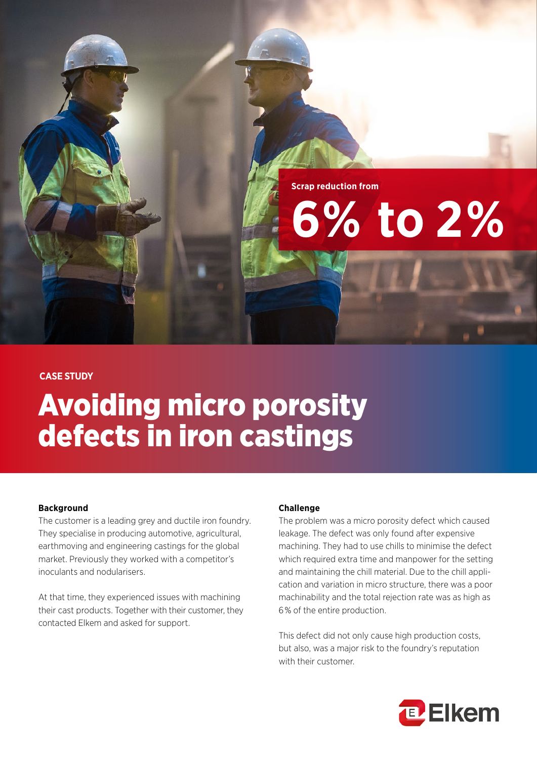Scrap reduction from

# 6% to 2%

CASE STUDY

# Avoiding micro porosity defects in iron castings

### Background

The customer is a leading grey and ductile iron foundry. They specialise in producing automotive, agricultural, earthmoving and engineering castings for the global market. Previously they worked with a competitor's inoculants and nodularisers.

At that time, they experienced issues with machining their cast products. Together with their customer, they contacted Elkem and asked for support.

### Challenge

The problem was a micro porosity defect which caused leakage. The defect was only found after expensive machining. They had to use chills to minimise the defect which required extra time and manpower for the setting and maintaining the chill material. Due to the chill application and variation in micro structure, there was a poor machinability and the total rejection rate was as high as 6% of the entire production.

This defect did not only cause high production costs, but also, was a major risk to the foundry's reputation with their customer.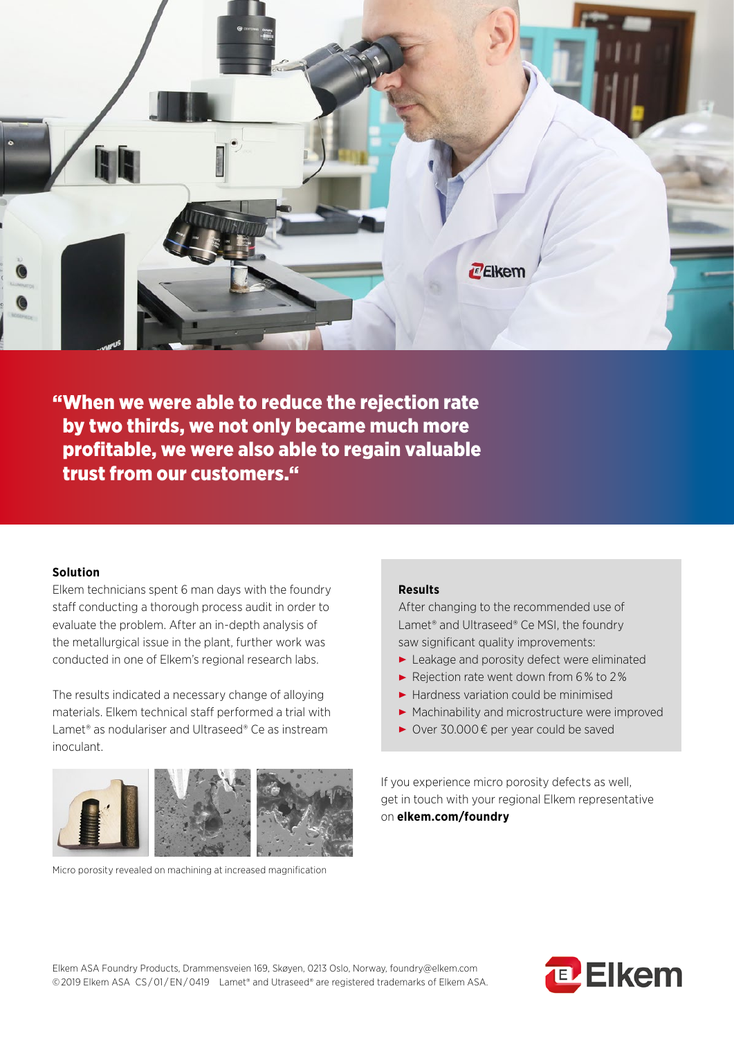**"When we were able to reduce the rejection rate by two thirds, we not only became much more profitable, we were also able to regain valuable trust from our customers."**

### Solution

Elkem technicians spent 6 man days with the foundry staff conducting a thorough process audit in order to evaluate the problem. After an in-depth analysis of the metallurgical issue in the plant, further work was conducted in one of Elkem's regional research labs.

The results indicated a necessary change of alloying materials. Elkem technical staff performed a trial with Lamet® as nodulariser and Ultraseed® Ce as instream inoculant.

Micro porosity revealed on machining at increased magnification

### Results

After changing to the recommended use of Lamet® and Ultraseed® Ce MSI, the foundry saw significant quality improvements:

- Leakage and porosity defect were eliminated
- Rejection rate went down from 6 % to 2 %
- Hardness variation could be minimised
- Machinability and microstructure were improved
- Over 30.000 € per year could be saved

If you experience micro porosity defects as well, get in touch with your regional Elkem representative on **elkem.com/foundry**

Elkem ASA Foundry Products, Drammensveien 169, Skøyen, 0213 Oslo, Norway, foundry@elkem.com
© 2019 Elkem ASA CS / 01 / EN / 0419 Lamet® and Utraseed® are registered trademarks of Elkem ASA.